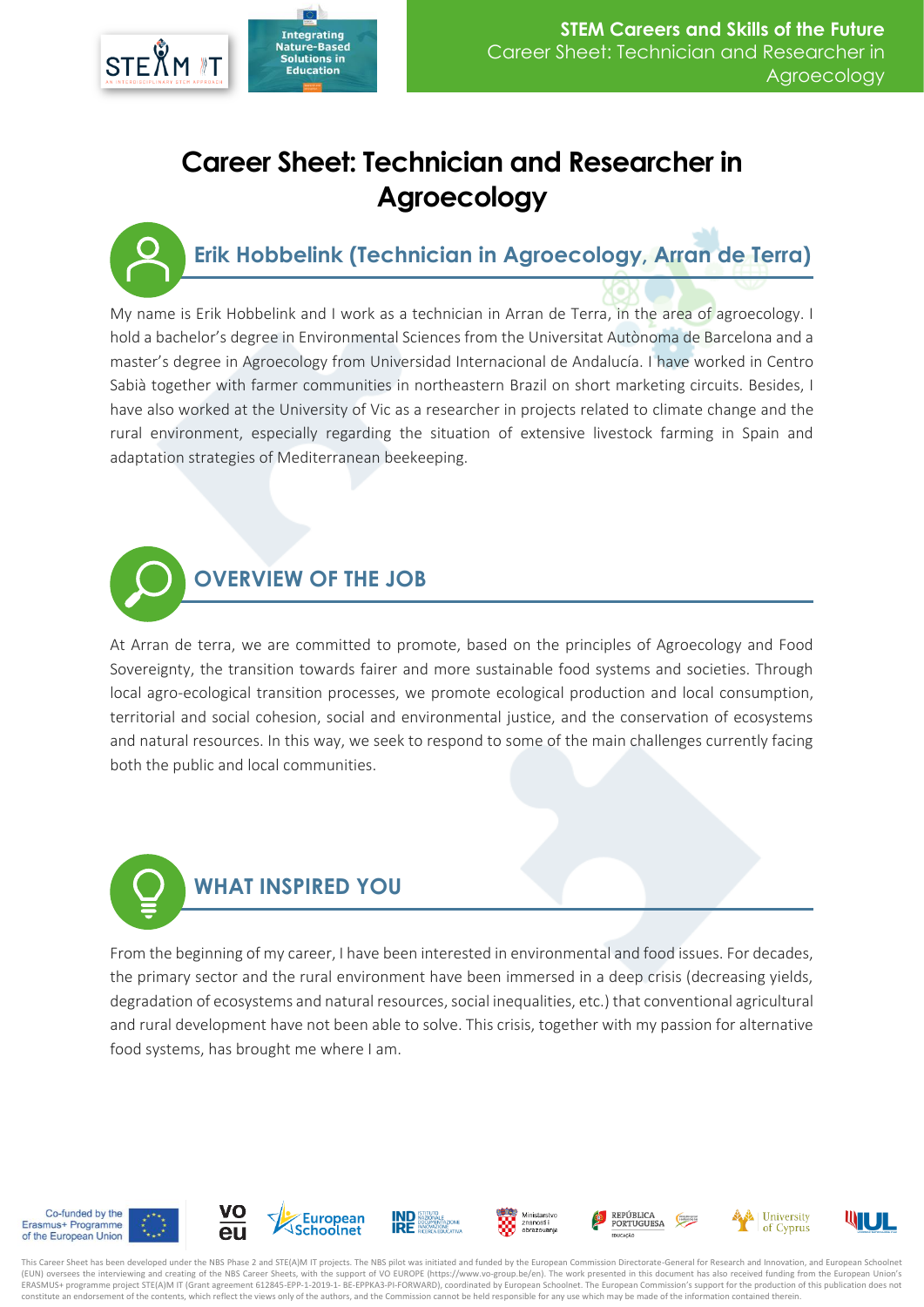# Career Sheet: Technician and Researcher in Agroecology

## Erik Hobbelink (Technician in Agroecology, Arran de Terra)

My name is Erik Hobbelink and I work as a technician in Arran de Terra, in the area of agroecology. I hold a bachelor's degree in Environmental Sciences from the Universitat Autònoma de Barcelona and a master's degree in Agroecology from Universidad Internacional de Andalucía. I have worked in Centro Sabià together with farmer communities in northeastern Brazil on short marketing circuits. Besides, I have also worked at the University of Vic as a researcher in projects related to climate change and the rural environment, especially regarding the situation of extensive livestock farming in Spain and adaptation strategies of Mediterranean beekeeping.

## OVERVIEW OF THE JOB

At Arran de terra, we are committed to promote, based on the principles of Agroecology and Food Sovereignty, the transition towards fairer and more sustainable food systems and societies. Through local agro-ecological transition processes, we promote ecological production and local consumption, territorial and social cohesion, social and environmental justice, and the conservation of ecosystems and natural resources. In this way, we seek to respond to some of the main challenges currently facing both the public and local communities.

## WHAT INSPIRED YOU

From the beginning of my career, I have been interested in environmental and food issues. For decades, the primary sector and the rural environment have been immersed in a deep crisis (decreasing yields, degradation of ecosystems and natural resources, social inequalities, etc.) that conventional agricultural and rural development have not been able to solve. This crisis, together with my passion for alternative food systems, has brought me where I am.

This Career Sheet has been developed under the NBS Phase 2 and STE(A)M IT projects. The NBS pilot was initiated and funded by the European Commission Directorate-General for Research and Innovation, and European Schoolnet (EUN) oversees the interviewing and creating of the NBS Career Sheets, with the support of VO EUROPE (https://www.vo-group.be/en). The work presented in this document has also received funding from the European Union's ERASMUS+ programme project STE(A)M IT (Grant agreement 612845-EPP-1-2019-1- BE-EPPKA3-PI-FORWARD), coordinated by European Schoolnet. The European Commission's support for the production of this publication does not constitute an endorsement of the contents, which reflect the views only of the authors, and the Commission cannot be held responsible for any use which may be made of the information contained therein.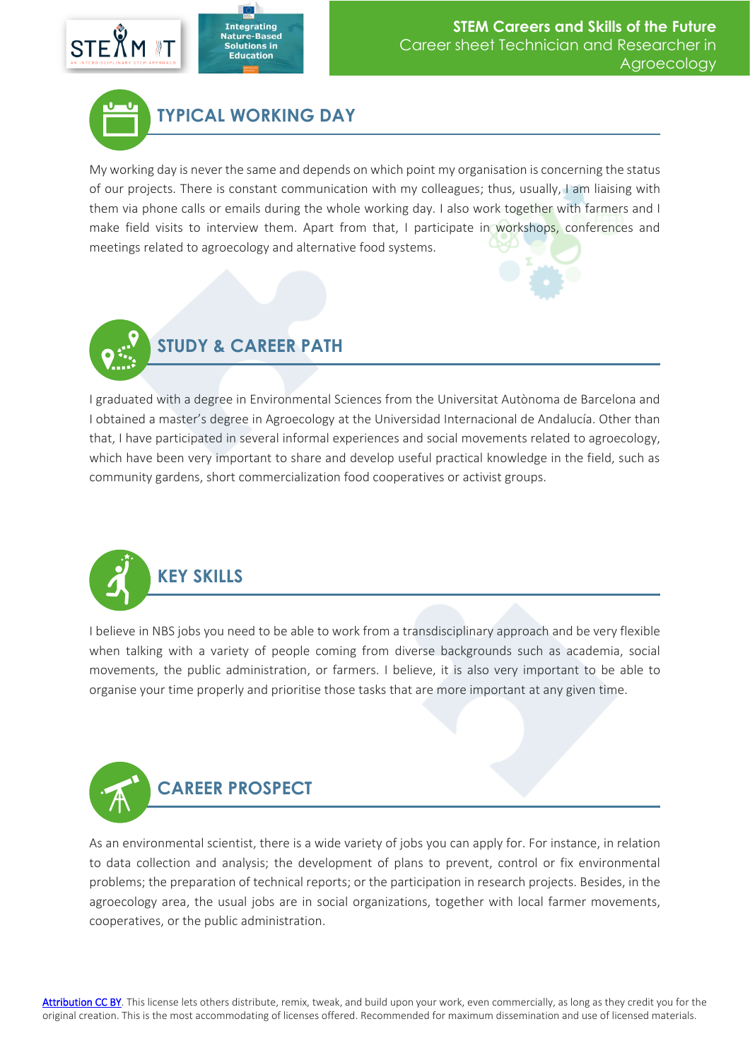## TYPICAL WORKING DAY

My working day is never the same and depends on which point my organisation is concerning the status of our projects. There is constant communication with my colleagues; thus, usually, I am liaising with them via phone calls or emails during the whole working day. I also work together with farmers and I make field visits to interview them. Apart from that, I participate in workshops, conferences and meetings related to agroecology and alternative food systems.

## STUDY & CAREER PATH

I graduated with a degree in Environmental Sciences from the Universitat Autònoma de Barcelona and I obtained a master's degree in Agroecology at the Universidad Internacional de Andalucía. Other than that, I have participated in several informal experiences and social movements related to agroecology, which have been very important to share and develop useful practical knowledge in the field, such as community gardens, short commercialization food cooperatives or activist groups.

## KEY SKILLS

I believe in NBS jobs you need to be able to work from a transdisciplinary approach and be very flexible when talking with a variety of people coming from diverse backgrounds such as academia, social movements, the public administration, or farmers. I believe, it is also very important to be able to organise your time properly and prioritise those tasks that are more important at any given time.

## CAREER PROSPECT

As an environmental scientist, there is a wide variety of jobs you can apply for. For instance, in relation to data collection and analysis; the development of plans to prevent, control or fix environmental problems; the preparation of technical reports; or the participation in research projects. Besides, in the agroecology area, the usual jobs are in social organizations, together with local farmer movements, cooperatives, or the public administration.

Attribution CC BY. This license lets others distribute, remix, tweak, and build upon your work, even commercially, as long as they credit you for the original creation. This is the most accommodating of licenses offered. Recommended for maximum dissemination and use of licensed materials.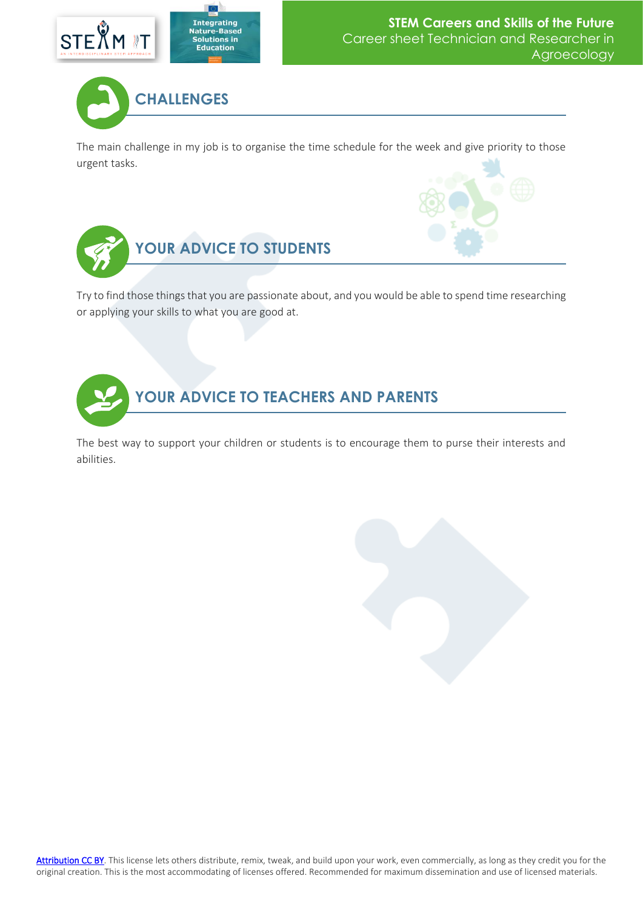## CHALLENGES

The main challenge in my job is to organise the time schedule for the week and give priority to those urgent tasks.

## YOUR ADVICE TO STUDENTS

Try to find those things that you are passionate about, and you would be able to spend time researching or applying your skills to what you are good at.

## YOUR ADVICE TO TEACHERS AND PARENTS

The best way to support your children or students is to encourage them to purse their interests and abilities.

Attribution CC BY. This license lets others distribute, remix, tweak, and build upon your work, even commercially, as long as they credit you for the original creation. This is the most accommodating of licenses offered. Recommended for maximum dissemination and use of licensed materials.